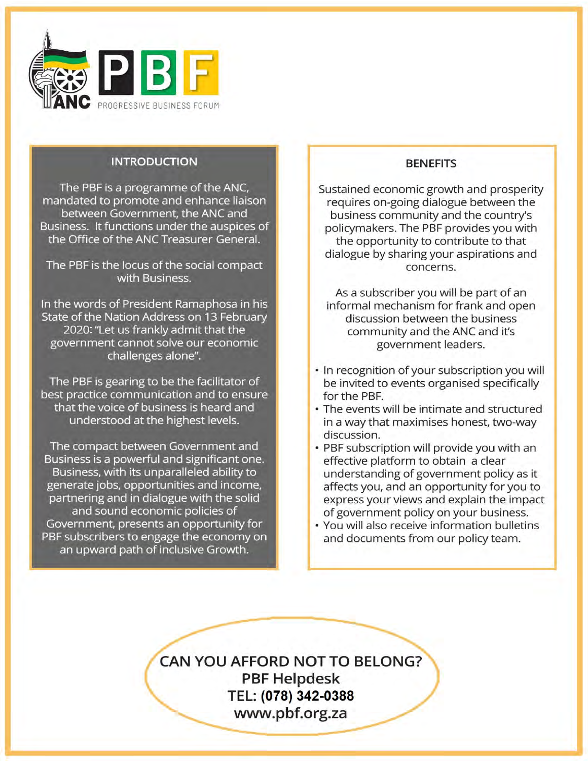ANC

# PBF

PROGRESSIVE BUSINESS FORUM

## INTRODUCTION

The PBF is a programme of the ANC, mandated to promote and enhance liaison between Government, the ANC and Business. It functions under the auspices of the Office of the ANC Treasurer General.

The PBF is the locus of the social compact with Business.

In the words of President Ramaphosa in his State of the Nation Address on 13 February 2020: "Let us frankly admit that the government cannot solve our economic challenges alone".

The PBF is gearing to be the facilitator of best practice communication and to ensure that the voice of business is heard and understood at the highest levels.

The compact between Government and Business is a powerful and significant one. Business, with its unparalleled ability to generate jobs, opportunities and income, partnering and in dialogue with the solid and sound economic policies of Government, presents an opportunity for PBF subscribers to engage the economy on an upward path of inclusive Growth.

## BENEFITS

Sustained economic growth and prosperity requires on-going dialogue between the business community and the country's policymakers. The PBF provides you with the opportunity to contribute to that dialogue by sharing your aspirations and concerns.

As a subscriber you will be part of an informal mechanism for frank and open discussion between the business community and the ANC and it's government leaders.

- In recognition of your subscription you will be invited to events organised specifically for the PBF.
- The events will be intimate and structured in a way that maximises honest, two-way discussion.
- PBF subscription will provide you with an effective platform to obtain a clear understanding of government policy as it affects you, and an opportunity for you to express your views and explain the impact of government policy on your business.
- You will also receive information bulletins and documents from our policy team.

**CAN YOU AFFORD NOT TO BELONG?**
**PBF Helpdesk**
**TEL: (078) 342-0388**
**www.pbf.org.za**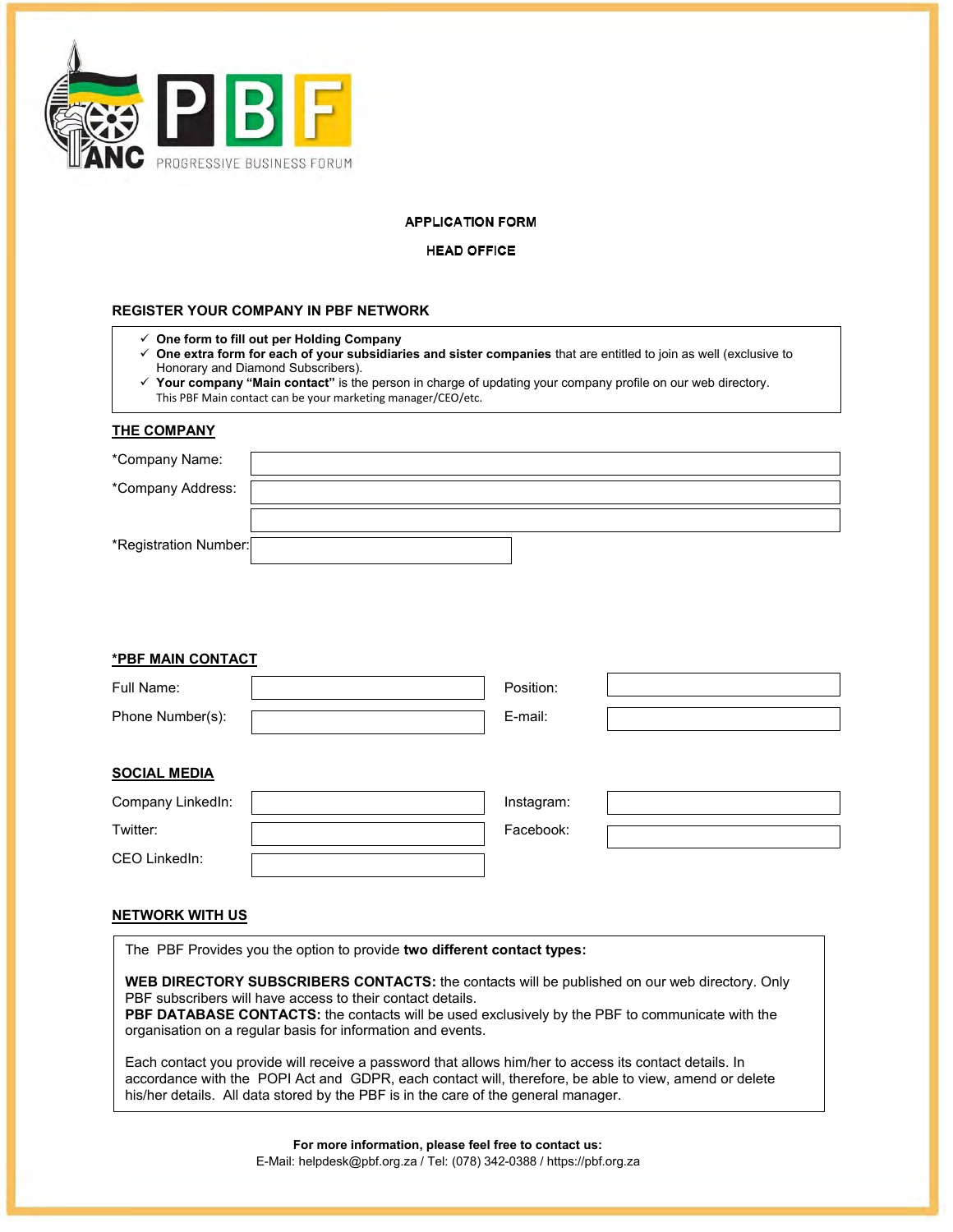PROGRESSIVE BUSINESS FORUM

**APPLICATION FORM**

**HEAD OFFICE**

## REGISTER YOUR COMPANY IN PBF NETWORK

- ✓ **One form to fill out per Holding Company**
- ✓ **One extra form for each of your subsidiaries and sister companies** that are entitled to join as well (exclusive to Honorary and Diamond Subscribers).
- ✓ **Your company "Main contact"** is the person in charge of updating your company profile on our web directory. This PBF Main contact can be your marketing manager/CEO/etc.

## THE COMPANY

| | |
|---|---|
| *Company Name: | |
| *Company Address: | |
| | |
| *Registration Number: | |

## *PBF MAIN CONTACT

| | | | |
|---|---|---|---|
| Full Name: | | Position: | |
| Phone Number(s): | | E-mail: | |

## SOCIAL MEDIA

| | | | |
|---|---|---|---|
| Company LinkedIn: | | Instagram: | |
| Twitter: | | Facebook: | |
| CEO LinkedIn: | | | |

## NETWORK WITH US

The PBF Provides you the option to provide **two different contact types:**

**WEB DIRECTORY SUBSCRIBERS CONTACTS:** the contacts will be published on our web directory. Only PBF subscribers will have access to their contact details.
**PBF DATABASE CONTACTS:** the contacts will be used exclusively by the PBF to communicate with the organisation on a regular basis for information and events.

Each contact you provide will receive a password that allows him/her to access its contact details. In accordance with the POPI Act and GDPR, each contact will, therefore, be able to view, amend or delete his/her details. All data stored by the PBF is in the care of the general manager.

**For more information, please feel free to contact us:**
E-Mail: helpdesk@pbf.org.za / Tel: (078) 342-0388 / https://pbf.org.za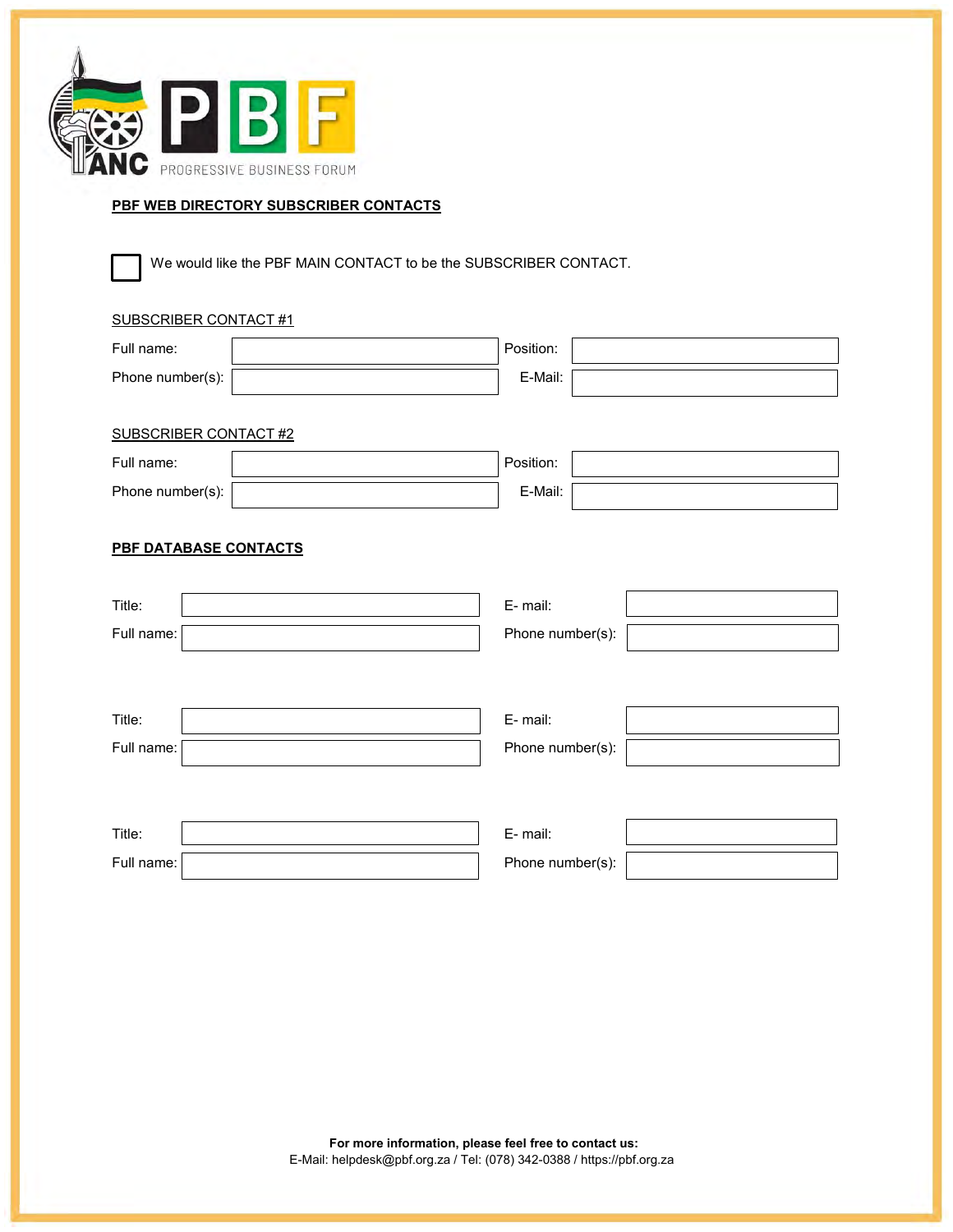**PBF WEB DIRECTORY SUBSCRIBER CONTACTS**

☐ We would like the PBF MAIN CONTACT to be the SUBSCRIBER CONTACT.

SUBSCRIBER CONTACT #1

| Full name: | | Position: | |
|---|---|---|---|
| Phone number(s): | | E-Mail: | |

SUBSCRIBER CONTACT #2

| Full name: | | Position: | |
|---|---|---|---|
| Phone number(s): | | E-Mail: | |

**PBF DATABASE CONTACTS**

| Title: | | E- mail: | |
|---|---|---|---|
| Full name: | | Phone number(s): | |

| Title: | | E- mail: | |
|---|---|---|---|
| Full name: | | Phone number(s): | |

| Title: | | E- mail: | |
|---|---|---|---|
| Full name: | | Phone number(s): | |

**For more information, please feel free to contact us:**
E-Mail: helpdesk@pbf.org.za / Tel: (078) 342-0388 / https://pbf.org.za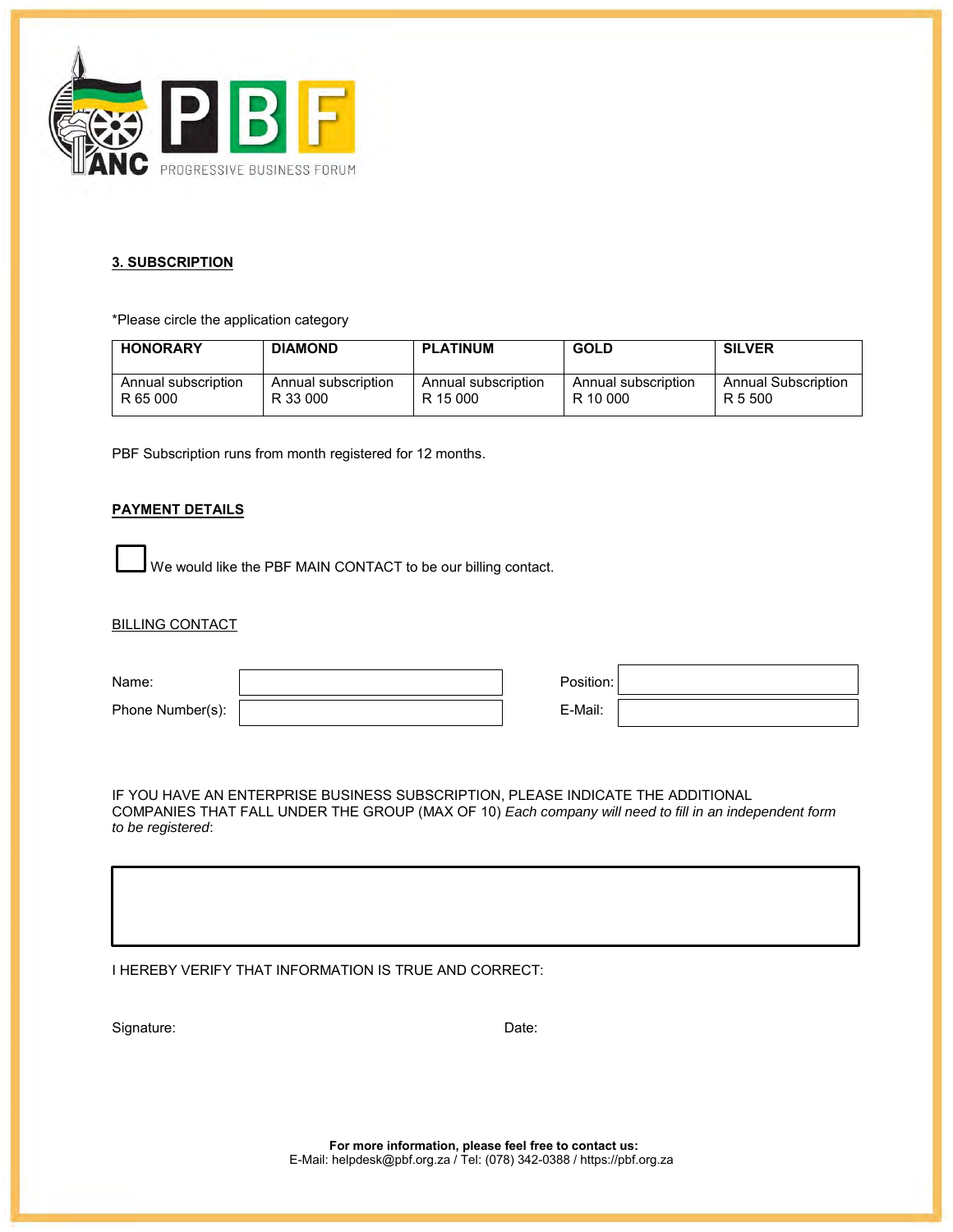## 3. SUBSCRIPTION

*Please circle the application category

| HONORARY | DIAMOND | PLATINUM | GOLD | SILVER |
|---|---|---|---|---|
| Annual subscription R 65 000 | Annual subscription R 33 000 | Annual subscription R 15 000 | Annual subscription R 10 000 | Annual Subscription R 5 500 |

PBF Subscription runs from month registered for 12 months.

**PAYMENT DETAILS**

☐ We would like the PBF MAIN CONTACT to be our billing contact.

BILLING CONTACT

| | | | |
|---|---|---|---|
| Name: | | Position: | |
| Phone Number(s): | | E-Mail: | |

IF YOU HAVE AN ENTERPRISE BUSINESS SUBSCRIPTION, PLEASE INDICATE THE ADDITIONAL COMPANIES THAT FALL UNDER THE GROUP (MAX OF 10) *Each company will need to fill in an independent form to be registered*:

I HEREBY VERIFY THAT INFORMATION IS TRUE AND CORRECT:

Signature: Date:

**For more information, please feel free to contact us:**
E-Mail: helpdesk@pbf.org.za / Tel: (078) 342-0388 / https://pbf.org.za